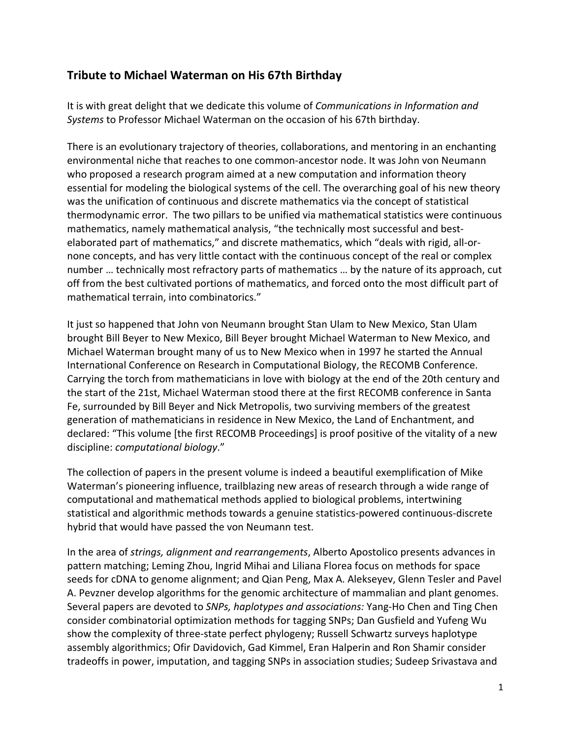## Tribute to Michael Waterman on His 67th Birthday

It is with great delight that we dedicate this volume of *Communications in Information and Systems* to Professor Michael Waterman on the occasion of his 67th birthday.

There is an evolutionary trajectory of theories, collaborations, and mentoring in an enchanting environmental niche that reaches to one common-ancestor node. It was John von Neumann who proposed a research program aimed at a new computation and information theory essential for modeling the biological systems of the cell. The overarching goal of his new theory was the unification of continuous and discrete mathematics via the concept of statistical thermodynamic error. The two pillars to be unified via mathematical statistics were continuous mathematics, namely mathematical analysis, "the technically most successful and best-elaborated part of mathematics," and discrete mathematics, which "deals with rigid, all-or-none concepts, and has very little contact with the continuous concept of the real or complex number … technically most refractory parts of mathematics … by the nature of its approach, cut off from the best cultivated portions of mathematics, and forced onto the most difficult part of mathematical terrain, into combinatorics."

It just so happened that John von Neumann brought Stan Ulam to New Mexico, Stan Ulam brought Bill Beyer to New Mexico, Bill Beyer brought Michael Waterman to New Mexico, and Michael Waterman brought many of us to New Mexico when in 1997 he started the Annual International Conference on Research in Computational Biology, the RECOMB Conference. Carrying the torch from mathematicians in love with biology at the end of the 20th century and the start of the 21st, Michael Waterman stood there at the first RECOMB conference in Santa Fe, surrounded by Bill Beyer and Nick Metropolis, two surviving members of the greatest generation of mathematicians in residence in New Mexico, the Land of Enchantment, and declared: "This volume [the first RECOMB Proceedings] is proof positive of the vitality of a new discipline: *computational biology*."

The collection of papers in the present volume is indeed a beautiful exemplification of Mike Waterman's pioneering influence, trailblazing new areas of research through a wide range of computational and mathematical methods applied to biological problems, intertwining statistical and algorithmic methods towards a genuine statistics-powered continuous-discrete hybrid that would have passed the von Neumann test.

In the area of *strings, alignment and rearrangements*, Alberto Apostolico presents advances in pattern matching; Leming Zhou, Ingrid Mihai and Liliana Florea focus on methods for space seeds for cDNA to genome alignment; and Qian Peng, Max A. Alekseyev, Glenn Tesler and Pavel A. Pevzner develop algorithms for the genomic architecture of mammalian and plant genomes. Several papers are devoted to *SNPs, haplotypes and associations:* Yang-Ho Chen and Ting Chen consider combinatorial optimization methods for tagging SNPs; Dan Gusfield and Yufeng Wu show the complexity of three-state perfect phylogeny; Russell Schwartz surveys haplotype assembly algorithmics; Ofir Davidovich, Gad Kimmel, Eran Halperin and Ron Shamir consider tradeoffs in power, imputation, and tagging SNPs in association studies; Sudeep Srivastava and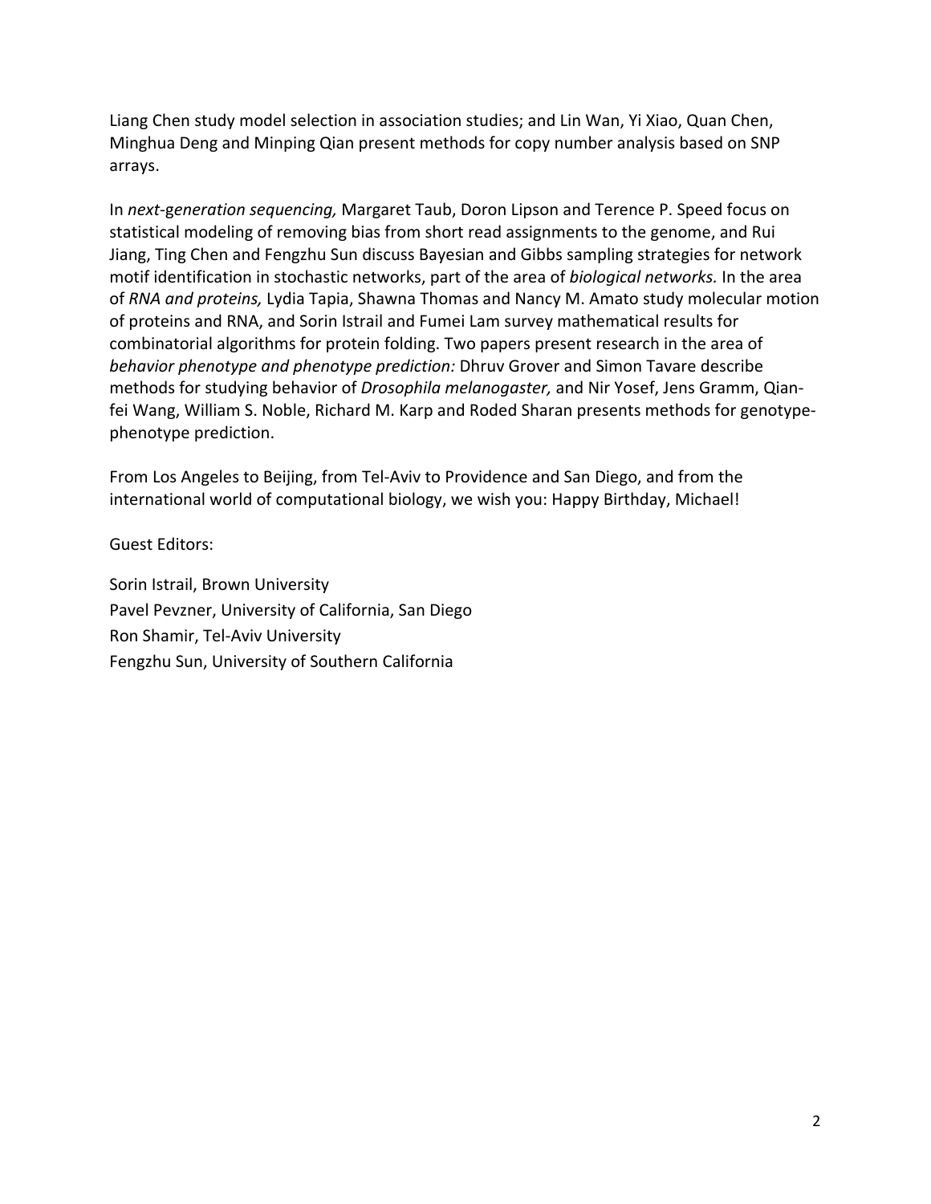Liang Chen study model selection in association studies; and Lin Wan, Yi Xiao, Quan Chen, Minghua Deng and Minping Qian present methods for copy number analysis based on SNP arrays.

In *next-generation sequencing,* Margaret Taub, Doron Lipson and Terence P. Speed focus on statistical modeling of removing bias from short read assignments to the genome, and Rui Jiang, Ting Chen and Fengzhu Sun discuss Bayesian and Gibbs sampling strategies for network motif identification in stochastic networks, part of the area of *biological networks.* In the area of *RNA and proteins,* Lydia Tapia, Shawna Thomas and Nancy M. Amato study molecular motion of proteins and RNA, and Sorin Istrail and Fumei Lam survey mathematical results for combinatorial algorithms for protein folding. Two papers present research in the area of *behavior phenotype and phenotype prediction:* Dhruv Grover and Simon Tavare describe methods for studying behavior of *Drosophila melanogaster,* and Nir Yosef, Jens Gramm, Qian-fei Wang, William S. Noble, Richard M. Karp and Roded Sharan presents methods for genotype-phenotype prediction.

From Los Angeles to Beijing, from Tel-Aviv to Providence and San Diego, and from the international world of computational biology, we wish you: Happy Birthday, Michael!

Guest Editors:

Sorin Istrail, Brown University
Pavel Pevzner, University of California, San Diego
Ron Shamir, Tel-Aviv University
Fengzhu Sun, University of Southern California